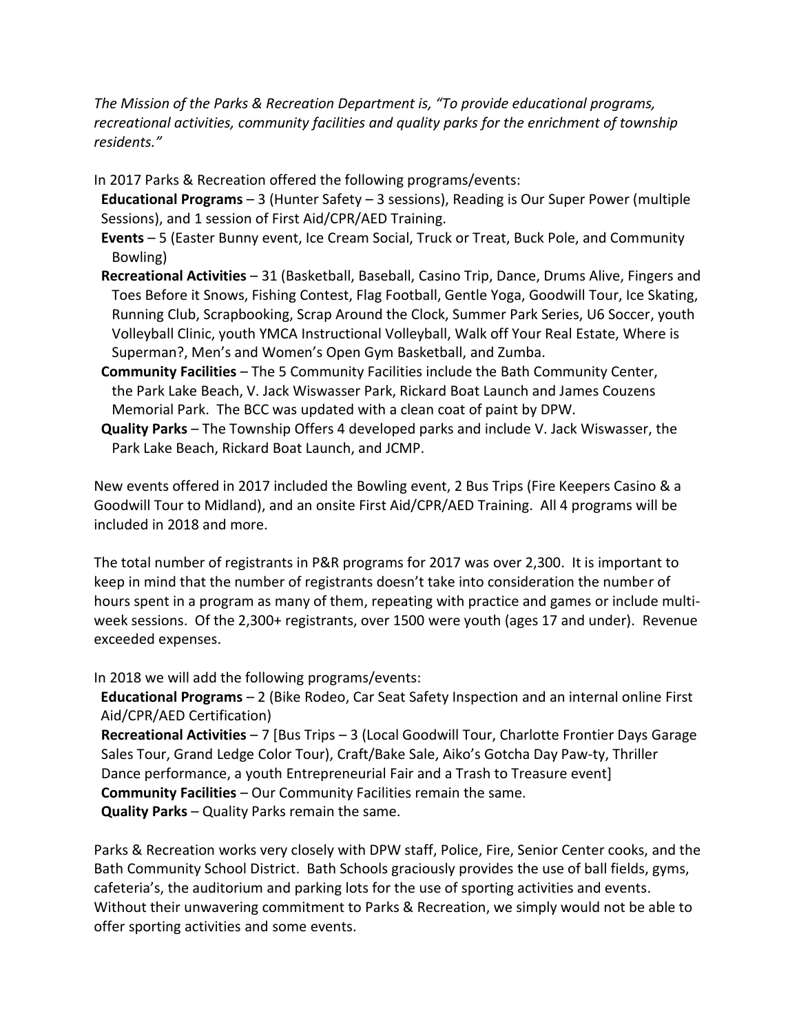*The Mission of the Parks & Recreation Department is, "To provide educational programs, recreational activities, community facilities and quality parks for the enrichment of township residents."*

In 2017 Parks & Recreation offered the following programs/events:

**Educational Programs** – 3 (Hunter Safety – 3 sessions), Reading is Our Super Power (multiple Sessions), and 1 session of First Aid/CPR/AED Training.

**Events** – 5 (Easter Bunny event, Ice Cream Social, Truck or Treat, Buck Pole, and Community Bowling)

**Recreational Activities** – 31 (Basketball, Baseball, Casino Trip, Dance, Drums Alive, Fingers and Toes Before it Snows, Fishing Contest, Flag Football, Gentle Yoga, Goodwill Tour, Ice Skating, Running Club, Scrapbooking, Scrap Around the Clock, Summer Park Series, U6 Soccer, youth Volleyball Clinic, youth YMCA Instructional Volleyball, Walk off Your Real Estate, Where is Superman?, Men's and Women's Open Gym Basketball, and Zumba.

**Community Facilities** – The 5 Community Facilities include the Bath Community Center, the Park Lake Beach, V. Jack Wiswasser Park, Rickard Boat Launch and James Couzens Memorial Park. The BCC was updated with a clean coat of paint by DPW.

**Quality Parks** – The Township Offers 4 developed parks and include V. Jack Wiswasser, the Park Lake Beach, Rickard Boat Launch, and JCMP.

New events offered in 2017 included the Bowling event, 2 Bus Trips (Fire Keepers Casino & a Goodwill Tour to Midland), and an onsite First Aid/CPR/AED Training. All 4 programs will be included in 2018 and more.

The total number of registrants in P&R programs for 2017 was over 2,300. It is important to keep in mind that the number of registrants doesn't take into consideration the number of hours spent in a program as many of them, repeating with practice and games or include multi-week sessions. Of the 2,300+ registrants, over 1500 were youth (ages 17 and under). Revenue exceeded expenses.

In 2018 we will add the following programs/events:

**Educational Programs** – 2 (Bike Rodeo, Car Seat Safety Inspection and an internal online First Aid/CPR/AED Certification)

**Recreational Activities** – 7 [Bus Trips – 3 (Local Goodwill Tour, Charlotte Frontier Days Garage Sales Tour, Grand Ledge Color Tour), Craft/Bake Sale, Aiko's Gotcha Day Paw-ty, Thriller Dance performance, a youth Entrepreneurial Fair and a Trash to Treasure event]

**Community Facilities** – Our Community Facilities remain the same.

**Quality Parks** – Quality Parks remain the same.

Parks & Recreation works very closely with DPW staff, Police, Fire, Senior Center cooks, and the Bath Community School District. Bath Schools graciously provides the use of ball fields, gyms, cafeteria's, the auditorium and parking lots for the use of sporting activities and events. Without their unwavering commitment to Parks & Recreation, we simply would not be able to offer sporting activities and some events.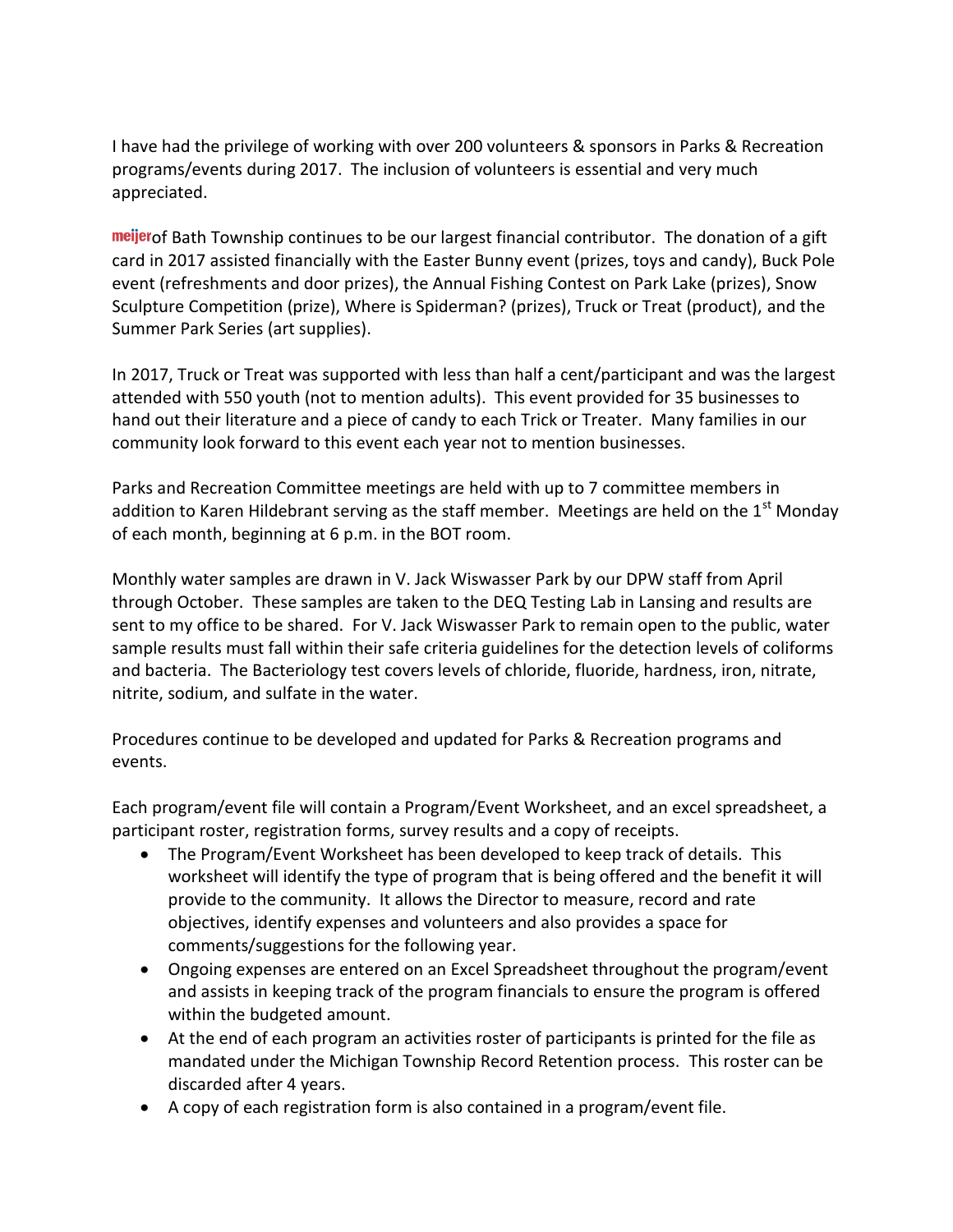I have had the privilege of working with over 200 volunteers & sponsors in Parks & Recreation programs/events during 2017. The inclusion of volunteers is essential and very much appreciated.

meijer of Bath Township continues to be our largest financial contributor. The donation of a gift card in 2017 assisted financially with the Easter Bunny event (prizes, toys and candy), Buck Pole event (refreshments and door prizes), the Annual Fishing Contest on Park Lake (prizes), Snow Sculpture Competition (prize), Where is Spiderman? (prizes), Truck or Treat (product), and the Summer Park Series (art supplies).

In 2017, Truck or Treat was supported with less than half a cent/participant and was the largest attended with 550 youth (not to mention adults). This event provided for 35 businesses to hand out their literature and a piece of candy to each Trick or Treater. Many families in our community look forward to this event each year not to mention businesses.

Parks and Recreation Committee meetings are held with up to 7 committee members in addition to Karen Hildebrant serving as the staff member. Meetings are held on the 1st Monday of each month, beginning at 6 p.m. in the BOT room.

Monthly water samples are drawn in V. Jack Wiswasser Park by our DPW staff from April through October. These samples are taken to the DEQ Testing Lab in Lansing and results are sent to my office to be shared. For V. Jack Wiswasser Park to remain open to the public, water sample results must fall within their safe criteria guidelines for the detection levels of coliforms and bacteria. The Bacteriology test covers levels of chloride, fluoride, hardness, iron, nitrate, nitrite, sodium, and sulfate in the water.

Procedures continue to be developed and updated for Parks & Recreation programs and events.

Each program/event file will contain a Program/Event Worksheet, and an excel spreadsheet, a participant roster, registration forms, survey results and a copy of receipts.

- The Program/Event Worksheet has been developed to keep track of details. This worksheet will identify the type of program that is being offered and the benefit it will provide to the community. It allows the Director to measure, record and rate objectives, identify expenses and volunteers and also provides a space for comments/suggestions for the following year.
- Ongoing expenses are entered on an Excel Spreadsheet throughout the program/event and assists in keeping track of the program financials to ensure the program is offered within the budgeted amount.
- At the end of each program an activities roster of participants is printed for the file as mandated under the Michigan Township Record Retention process. This roster can be discarded after 4 years.
- A copy of each registration form is also contained in a program/event file.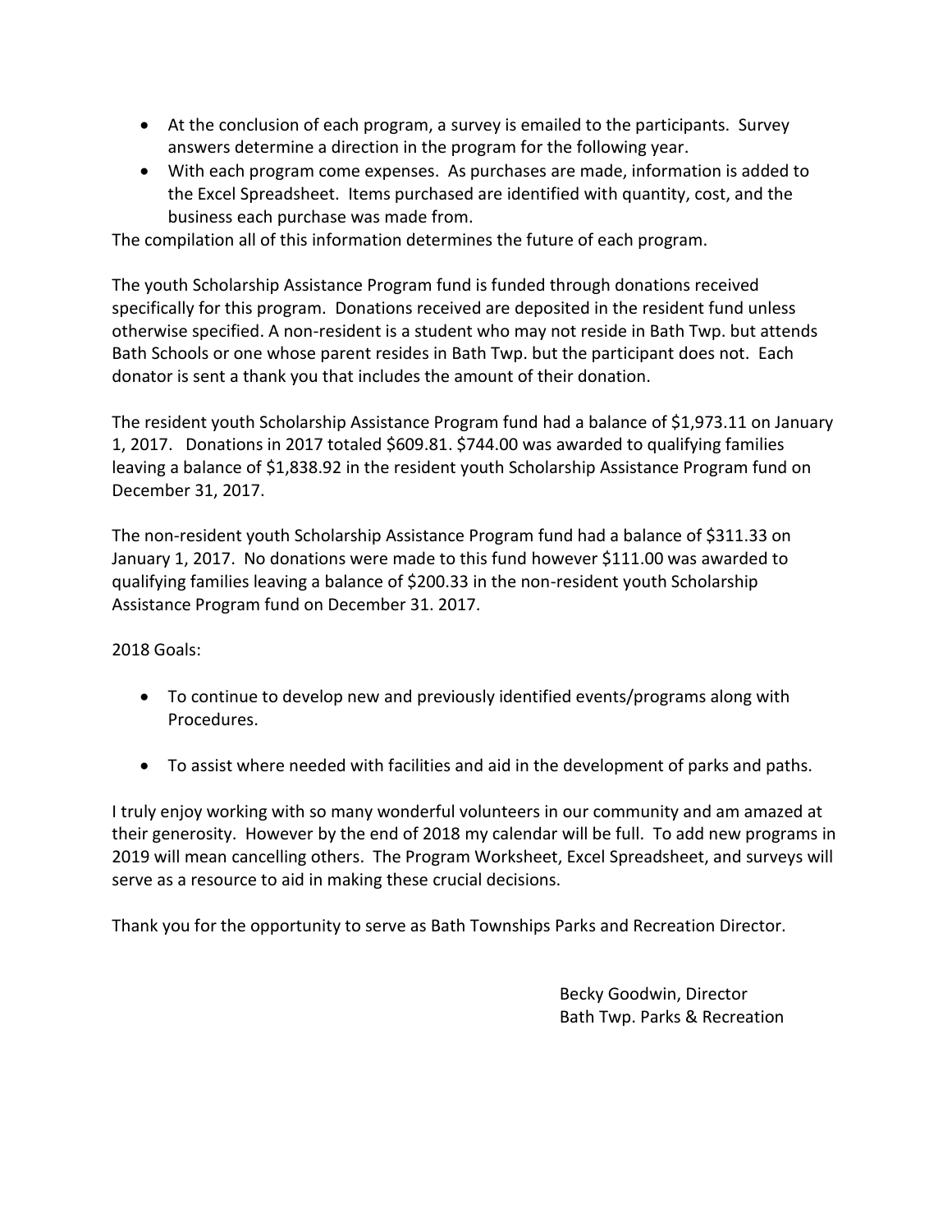- At the conclusion of each program, a survey is emailed to the participants. Survey answers determine a direction in the program for the following year.
- With each program come expenses. As purchases are made, information is added to the Excel Spreadsheet. Items purchased are identified with quantity, cost, and the business each purchase was made from.

The compilation all of this information determines the future of each program.

The youth Scholarship Assistance Program fund is funded through donations received specifically for this program. Donations received are deposited in the resident fund unless otherwise specified. A non-resident is a student who may not reside in Bath Twp. but attends Bath Schools or one whose parent resides in Bath Twp. but the participant does not. Each donator is sent a thank you that includes the amount of their donation.

The resident youth Scholarship Assistance Program fund had a balance of $1,973.11 on January 1, 2017. Donations in 2017 totaled $609.81. $744.00 was awarded to qualifying families leaving a balance of $1,838.92 in the resident youth Scholarship Assistance Program fund on December 31, 2017.

The non-resident youth Scholarship Assistance Program fund had a balance of $311.33 on January 1, 2017. No donations were made to this fund however $111.00 was awarded to qualifying families leaving a balance of $200.33 in the non-resident youth Scholarship Assistance Program fund on December 31. 2017.

2018 Goals:

- To continue to develop new and previously identified events/programs along with Procedures.
- To assist where needed with facilities and aid in the development of parks and paths.

I truly enjoy working with so many wonderful volunteers in our community and am amazed at their generosity. However by the end of 2018 my calendar will be full. To add new programs in 2019 will mean cancelling others. The Program Worksheet, Excel Spreadsheet, and surveys will serve as a resource to aid in making these crucial decisions.

Thank you for the opportunity to serve as Bath Townships Parks and Recreation Director.

Becky Goodwin, Director
Bath Twp. Parks & Recreation